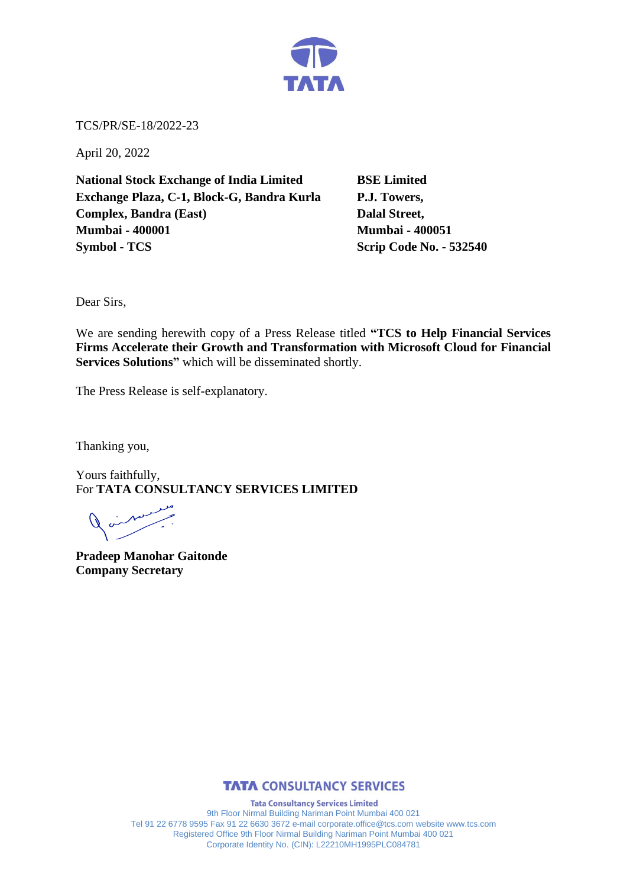TCS/PR/SE-18/2022-23

April 20, 2022

| **National Stock Exchange of India Limited** | **BSE Limited** |
|---|---|
| **Exchange Plaza, C-1, Block-G, Bandra Kurla Complex, Bandra (East)** | **P.J. Towers,** |
| | **Dalal Street,** |
| **Mumbai - 400001** | **Mumbai - 400051** |
| **Symbol - TCS** | **Scrip Code No. - 532540** |

Dear Sirs,

We are sending herewith copy of a Press Release titled **"TCS to Help Financial Services Firms Accelerate their Growth and Transformation with Microsoft Cloud for Financial Services Solutions"** which will be disseminated shortly.

The Press Release is self-explanatory.

Thanking you,

Yours faithfully,
For **TATA CONSULTANCY SERVICES LIMITED**

**Pradeep Manohar Gaitonde**
**Company Secretary**

**TATA CONSULTANCY SERVICES**

**Tata Consultancy Services Limited**
9th Floor Nirmal Building Nariman Point Mumbai 400 021
Tel 91 22 6778 9595 Fax 91 22 6630 3672 e-mail corporate.office@tcs.com website www.tcs.com
Registered Office 9th Floor Nirmal Building Nariman Point Mumbai 400 021
Corporate Identity No. (CIN): L22210MH1995PLC084781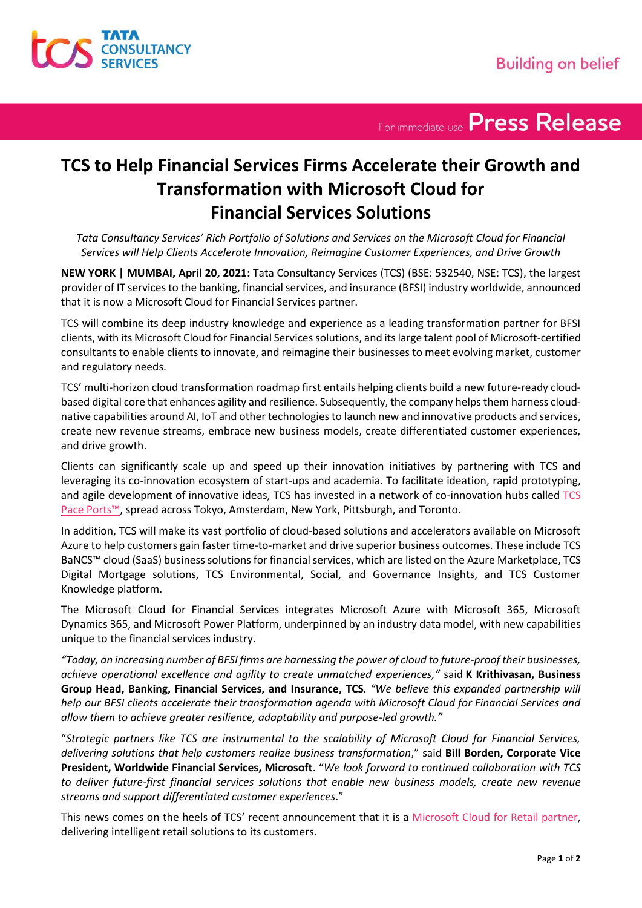For immediate use **Press Release**

# TCS to Help Financial Services Firms Accelerate their Growth and Transformation with Microsoft Cloud for Financial Services Solutions

*Tata Consultancy Services' Rich Portfolio of Solutions and Services on the Microsoft Cloud for Financial Services will Help Clients Accelerate Innovation, Reimagine Customer Experiences, and Drive Growth*

**NEW YORK | MUMBAI, April 20, 2021:** Tata Consultancy Services (TCS) (BSE: 532540, NSE: TCS), the largest provider of IT services to the banking, financial services, and insurance (BFSI) industry worldwide, announced that it is now a Microsoft Cloud for Financial Services partner.

TCS will combine its deep industry knowledge and experience as a leading transformation partner for BFSI clients, with its Microsoft Cloud for Financial Services solutions, and its large talent pool of Microsoft-certified consultants to enable clients to innovate, and reimagine their businesses to meet evolving market, customer and regulatory needs.

TCS' multi-horizon cloud transformation roadmap first entails helping clients build a new future-ready cloud-based digital core that enhances agility and resilience. Subsequently, the company helps them harness cloud-native capabilities around AI, IoT and other technologies to launch new and innovative products and services, create new revenue streams, embrace new business models, create differentiated customer experiences, and drive growth.

Clients can significantly scale up and speed up their innovation initiatives by partnering with TCS and leveraging its co-innovation ecosystem of start-ups and academia. To facilitate ideation, rapid prototyping, and agile development of innovative ideas, TCS has invested in a network of co-innovation hubs called TCS Pace Ports™, spread across Tokyo, Amsterdam, New York, Pittsburgh, and Toronto.

In addition, TCS will make its vast portfolio of cloud-based solutions and accelerators available on Microsoft Azure to help customers gain faster time-to-market and drive superior business outcomes. These include TCS BaNCS™ cloud (SaaS) business solutions for financial services, which are listed on the Azure Marketplace, TCS Digital Mortgage solutions, TCS Environmental, Social, and Governance Insights, and TCS Customer Knowledge platform.

The Microsoft Cloud for Financial Services integrates Microsoft Azure with Microsoft 365, Microsoft Dynamics 365, and Microsoft Power Platform, underpinned by an industry data model, with new capabilities unique to the financial services industry.

*"Today, an increasing number of BFSI firms are harnessing the power of cloud to future-proof their businesses, achieve operational excellence and agility to create unmatched experiences,"* said **K Krithivasan, Business Group Head, Banking, Financial Services, and Insurance, TCS**. *"We believe this expanded partnership will help our BFSI clients accelerate their transformation agenda with Microsoft Cloud for Financial Services and allow them to achieve greater resilience, adaptability and purpose-led growth."*

"*Strategic partners like TCS are instrumental to the scalability of Microsoft Cloud for Financial Services, delivering solutions that help customers realize business transformation*," said **Bill Borden, Corporate Vice President, Worldwide Financial Services, Microsoft**. "*We look forward to continued collaboration with TCS to deliver future-first financial services solutions that enable new business models, create new revenue streams and support differentiated customer experiences*."

This news comes on the heels of TCS' recent announcement that it is a Microsoft Cloud for Retail partner, delivering intelligent retail solutions to its customers.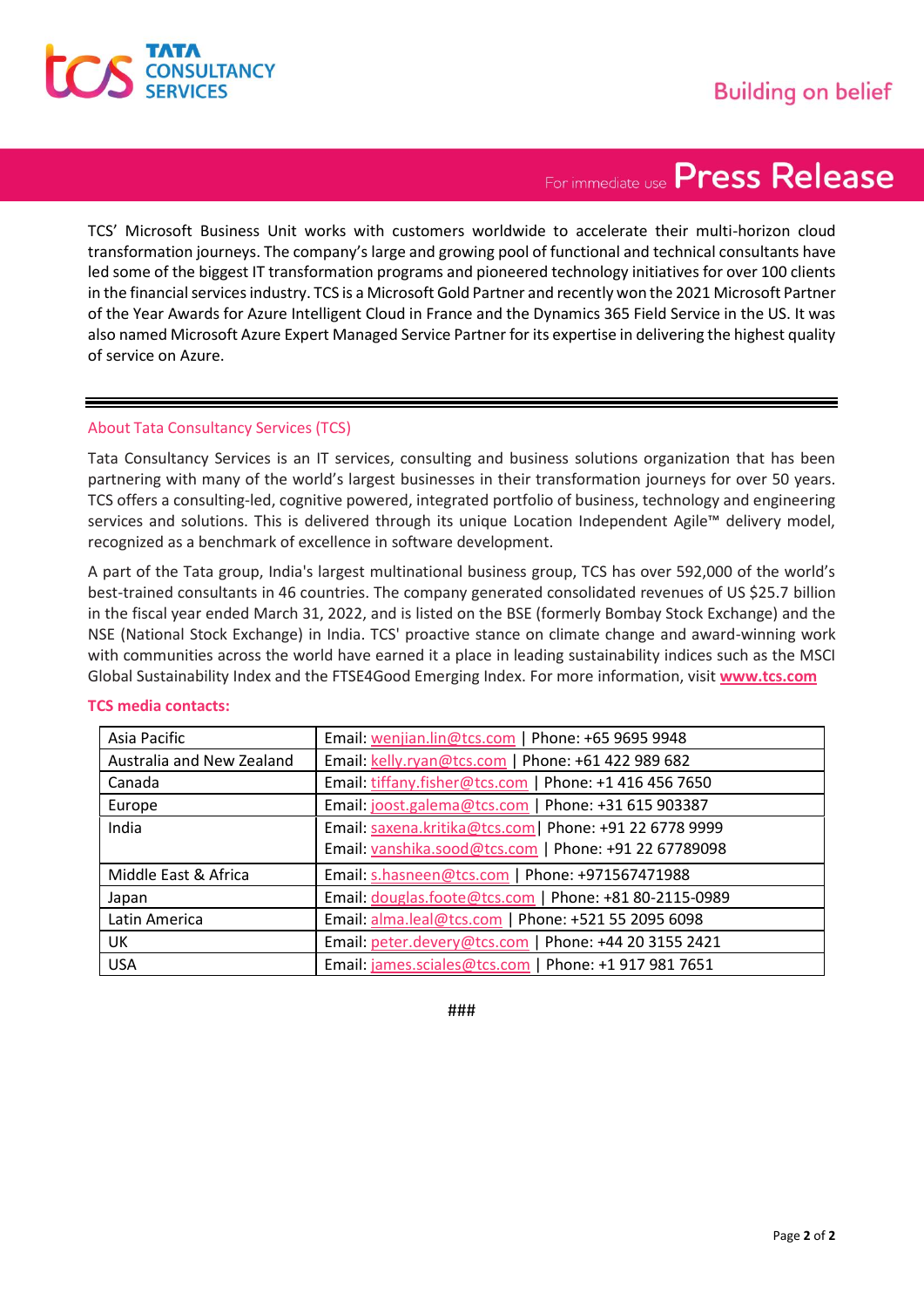TCS' Microsoft Business Unit works with customers worldwide to accelerate their multi-horizon cloud transformation journeys. The company's large and growing pool of functional and technical consultants have led some of the biggest IT transformation programs and pioneered technology initiatives for over 100 clients in the financial services industry. TCS is a Microsoft Gold Partner and recently won the 2021 Microsoft Partner of the Year Awards for Azure Intelligent Cloud in France and the Dynamics 365 Field Service in the US. It was also named Microsoft Azure Expert Managed Service Partner for its expertise in delivering the highest quality of service on Azure.

---

## About Tata Consultancy Services (TCS)

Tata Consultancy Services is an IT services, consulting and business solutions organization that has been partnering with many of the world's largest businesses in their transformation journeys for over 50 years. TCS offers a consulting-led, cognitive powered, integrated portfolio of business, technology and engineering services and solutions. This is delivered through its unique Location Independent Agile™ delivery model, recognized as a benchmark of excellence in software development.

A part of the Tata group, India's largest multinational business group, TCS has over 592,000 of the world's best-trained consultants in 46 countries. The company generated consolidated revenues of US $25.7 billion in the fiscal year ended March 31, 2022, and is listed on the BSE (formerly Bombay Stock Exchange) and the NSE (National Stock Exchange) in India. TCS' proactive stance on climate change and award-winning work with communities across the world have earned it a place in leading sustainability indices such as the MSCI Global Sustainability Index and the FTSE4Good Emerging Index. For more information, visit **www.tcs.com**

**TCS media contacts:**

| | |
|---|---|
| Asia Pacific | Email: wenjian.lin@tcs.com \| Phone: +65 9695 9948 |
| Australia and New Zealand | Email: kelly.ryan@tcs.com \| Phone: +61 422 989 682 |
| Canada | Email: tiffany.fisher@tcs.com \| Phone: +1 416 456 7650 |
| Europe | Email: joost.galema@tcs.com \| Phone: +31 615 903387 |
| India | Email: saxena.kritika@tcs.com\| Phone: +91 22 6778 9999<br>Email: vanshika.sood@tcs.com \| Phone: +91 22 67789098 |
| Middle East & Africa | Email: s.hasneen@tcs.com \| Phone: +971567471988 |
| Japan | Email: douglas.foote@tcs.com \| Phone: +81 80-2115-0989 |
| Latin America | Email: alma.leal@tcs.com \| Phone: +521 55 2095 6098 |
| UK | Email: peter.devery@tcs.com \| Phone: +44 20 3155 2421 |
| USA | Email: james.sciales@tcs.com \| Phone: +1 917 981 7651 |

###